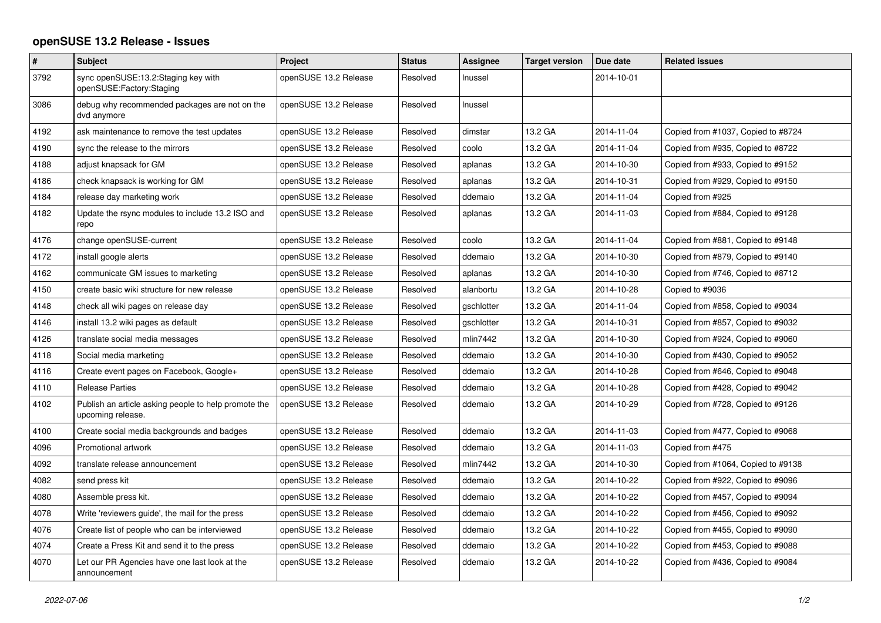# openSUSE 13.2 Release - Issues

| # | Subject | Project | Status | Assignee | Target version | Due date | Related issues |
|---|---|---|---|---|---|---|---|
| 3792 | sync openSUSE:13.2:Staging key with openSUSE:Factory:Staging | openSUSE 13.2 Release | Resolved | lnussel | | 2014-10-01 | |
| 3086 | debug why recommended packages are not on the dvd anymore | openSUSE 13.2 Release | Resolved | lnussel | | | |
| 4192 | ask maintenance to remove the test updates | openSUSE 13.2 Release | Resolved | dimstar | 13.2 GA | 2014-11-04 | Copied from #1037, Copied to #8724 |
| 4190 | sync the release to the mirrors | openSUSE 13.2 Release | Resolved | coolo | 13.2 GA | 2014-11-04 | Copied from #935, Copied to #8722 |
| 4188 | adjust knapsack for GM | openSUSE 13.2 Release | Resolved | aplanas | 13.2 GA | 2014-10-30 | Copied from #933, Copied to #9152 |
| 4186 | check knapsack is working for GM | openSUSE 13.2 Release | Resolved | aplanas | 13.2 GA | 2014-10-31 | Copied from #929, Copied to #9150 |
| 4184 | release day marketing work | openSUSE 13.2 Release | Resolved | ddemaio | 13.2 GA | 2014-11-04 | Copied from #925 |
| 4182 | Update the rsync modules to include 13.2 ISO and repo | openSUSE 13.2 Release | Resolved | aplanas | 13.2 GA | 2014-11-03 | Copied from #884, Copied to #9128 |
| 4176 | change openSUSE-current | openSUSE 13.2 Release | Resolved | coolo | 13.2 GA | 2014-11-04 | Copied from #881, Copied to #9148 |
| 4172 | install google alerts | openSUSE 13.2 Release | Resolved | ddemaio | 13.2 GA | 2014-10-30 | Copied from #879, Copied to #9140 |
| 4162 | communicate GM issues to marketing | openSUSE 13.2 Release | Resolved | aplanas | 13.2 GA | 2014-10-30 | Copied from #746, Copied to #8712 |
| 4150 | create basic wiki structure for new release | openSUSE 13.2 Release | Resolved | alanbortu | 13.2 GA | 2014-10-28 | Copied to #9036 |
| 4148 | check all wiki pages on release day | openSUSE 13.2 Release | Resolved | gschlotter | 13.2 GA | 2014-11-04 | Copied from #858, Copied to #9034 |
| 4146 | install 13.2 wiki pages as default | openSUSE 13.2 Release | Resolved | gschlotter | 13.2 GA | 2014-10-31 | Copied from #857, Copied to #9032 |
| 4126 | translate social media messages | openSUSE 13.2 Release | Resolved | mlin7442 | 13.2 GA | 2014-10-30 | Copied from #924, Copied to #9060 |
| 4118 | Social media marketing | openSUSE 13.2 Release | Resolved | ddemaio | 13.2 GA | 2014-10-30 | Copied from #430, Copied to #9052 |
| 4116 | Create event pages on Facebook, Google+ | openSUSE 13.2 Release | Resolved | ddemaio | 13.2 GA | 2014-10-28 | Copied from #646, Copied to #9048 |
| 4110 | Release Parties | openSUSE 13.2 Release | Resolved | ddemaio | 13.2 GA | 2014-10-28 | Copied from #428, Copied to #9042 |
| 4102 | Publish an article asking people to help promote the upcoming release. | openSUSE 13.2 Release | Resolved | ddemaio | 13.2 GA | 2014-10-29 | Copied from #728, Copied to #9126 |
| 4100 | Create social media backgrounds and badges | openSUSE 13.2 Release | Resolved | ddemaio | 13.2 GA | 2014-11-03 | Copied from #477, Copied to #9068 |
| 4096 | Promotional artwork | openSUSE 13.2 Release | Resolved | ddemaio | 13.2 GA | 2014-11-03 | Copied from #475 |
| 4092 | translate release announcement | openSUSE 13.2 Release | Resolved | mlin7442 | 13.2 GA | 2014-10-30 | Copied from #1064, Copied to #9138 |
| 4082 | send press kit | openSUSE 13.2 Release | Resolved | ddemaio | 13.2 GA | 2014-10-22 | Copied from #922, Copied to #9096 |
| 4080 | Assemble press kit. | openSUSE 13.2 Release | Resolved | ddemaio | 13.2 GA | 2014-10-22 | Copied from #457, Copied to #9094 |
| 4078 | Write 'reviewers guide', the mail for the press | openSUSE 13.2 Release | Resolved | ddemaio | 13.2 GA | 2014-10-22 | Copied from #456, Copied to #9092 |
| 4076 | Create list of people who can be interviewed | openSUSE 13.2 Release | Resolved | ddemaio | 13.2 GA | 2014-10-22 | Copied from #455, Copied to #9090 |
| 4074 | Create a Press Kit and send it to the press | openSUSE 13.2 Release | Resolved | ddemaio | 13.2 GA | 2014-10-22 | Copied from #453, Copied to #9088 |
| 4070 | Let our PR Agencies have one last look at the announcement | openSUSE 13.2 Release | Resolved | ddemaio | 13.2 GA | 2014-10-22 | Copied from #436, Copied to #9084 |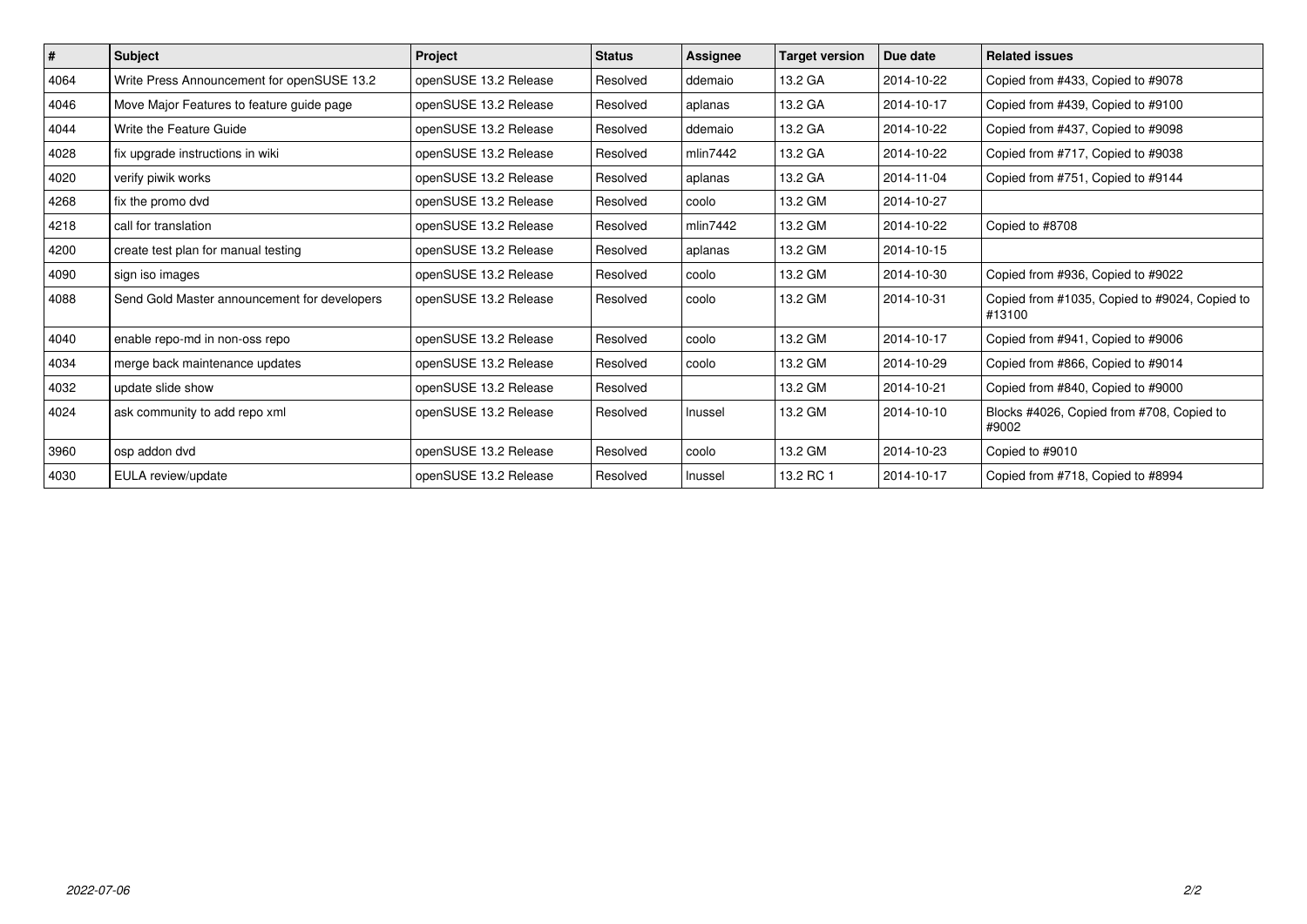| # | Subject | Project | Status | Assignee | Target version | Due date | Related issues |
|---|---|---|---|---|---|---|---|
| 4064 | Write Press Announcement for openSUSE 13.2 | openSUSE 13.2 Release | Resolved | ddemaio | 13.2 GA | 2014-10-22 | Copied from #433, Copied to #9078 |
| 4046 | Move Major Features to feature guide page | openSUSE 13.2 Release | Resolved | aplanas | 13.2 GA | 2014-10-17 | Copied from #439, Copied to #9100 |
| 4044 | Write the Feature Guide | openSUSE 13.2 Release | Resolved | ddemaio | 13.2 GA | 2014-10-22 | Copied from #437, Copied to #9098 |
| 4028 | fix upgrade instructions in wiki | openSUSE 13.2 Release | Resolved | mlin7442 | 13.2 GA | 2014-10-22 | Copied from #717, Copied to #9038 |
| 4020 | verify piwik works | openSUSE 13.2 Release | Resolved | aplanas | 13.2 GA | 2014-11-04 | Copied from #751, Copied to #9144 |
| 4268 | fix the promo dvd | openSUSE 13.2 Release | Resolved | coolo | 13.2 GM | 2014-10-27 | |
| 4218 | call for translation | openSUSE 13.2 Release | Resolved | mlin7442 | 13.2 GM | 2014-10-22 | Copied to #8708 |
| 4200 | create test plan for manual testing | openSUSE 13.2 Release | Resolved | aplanas | 13.2 GM | 2014-10-15 | |
| 4090 | sign iso images | openSUSE 13.2 Release | Resolved | coolo | 13.2 GM | 2014-10-30 | Copied from #936, Copied to #9022 |
| 4088 | Send Gold Master announcement for developers | openSUSE 13.2 Release | Resolved | coolo | 13.2 GM | 2014-10-31 | Copied from #1035, Copied to #9024, Copied to #13100 |
| 4040 | enable repo-md in non-oss repo | openSUSE 13.2 Release | Resolved | coolo | 13.2 GM | 2014-10-17 | Copied from #941, Copied to #9006 |
| 4034 | merge back maintenance updates | openSUSE 13.2 Release | Resolved | coolo | 13.2 GM | 2014-10-29 | Copied from #866, Copied to #9014 |
| 4032 | update slide show | openSUSE 13.2 Release | Resolved | | 13.2 GM | 2014-10-21 | Copied from #840, Copied to #9000 |
| 4024 | ask community to add repo xml | openSUSE 13.2 Release | Resolved | lnussel | 13.2 GM | 2014-10-10 | Blocks #4026, Copied from #708, Copied to #9002 |
| 3960 | osp addon dvd | openSUSE 13.2 Release | Resolved | coolo | 13.2 GM | 2014-10-23 | Copied to #9010 |
| 4030 | EULA review/update | openSUSE 13.2 Release | Resolved | lnussel | 13.2 RC 1 | 2014-10-17 | Copied from #718, Copied to #8994 |